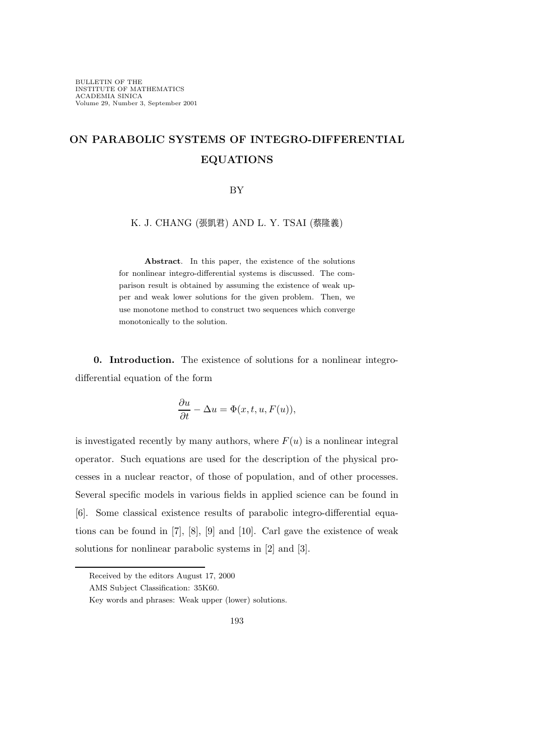# ON PARABOLIC SYSTEMS OF INTEGRO-DIFFERENTIAL EQUATIONS

BY

K. J. CHANG (張凱君) AND L. Y. TSAI (蔡隆義)

**Abstract**. In this paper, the existence of the solutions for nonlinear integro-differential systems is discussed. The comparison result is obtained by assuming the existence of weak upper and weak lower solutions for the given problem. Then, we use monotone method to construct two sequences which converge monotonically to the solution.

**0. Introduction.** The existence of solutions for a nonlinear integro-differential equation of the form

$$\frac{\partial u}{\partial t} - \Delta u = \Phi(x, t, u, F(u)),$$

is investigated recently by many authors, where $F(u)$ is a nonlinear integral operator. Such equations are used for the description of the physical processes in a nuclear reactor, of those of population, and of other processes. Several specific models in various fields in applied science can be found in [6]. Some classical existence results of parabolic integro-differential equations can be found in [7], [8], [9] and [10]. Carl gave the existence of weak solutions for nonlinear parabolic systems in [2] and [3].

Received by the editors August 17, 2000

AMS Subject Classification: 35K60.

Key words and phrases: Weak upper (lower) solutions.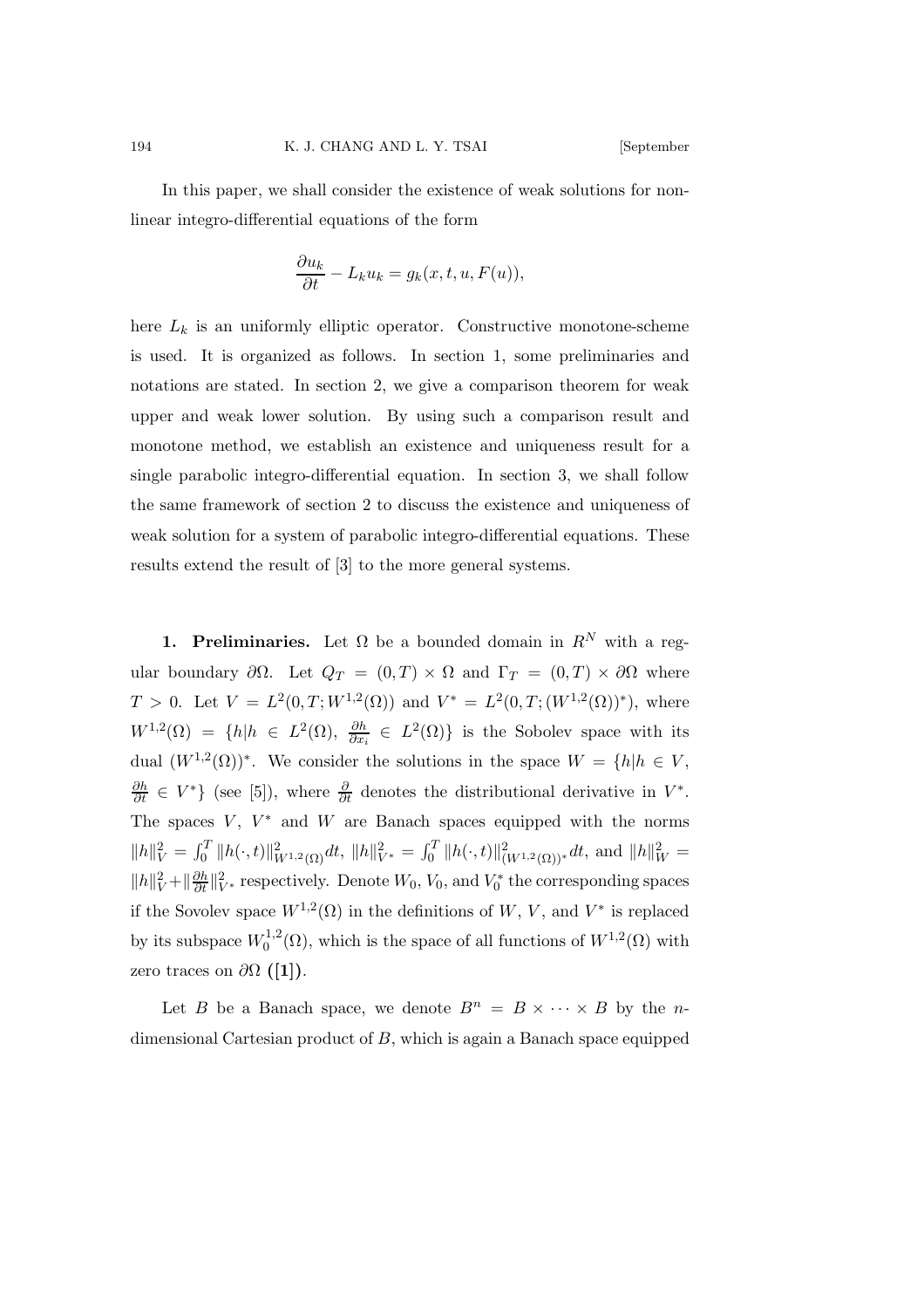In this paper, we shall consider the existence of weak solutions for nonlinear integro-differential equations of the form

$$\frac{\partial u_k}{\partial t} - L_k u_k = g_k(x, t, u, F(u)),$$

here $L_k$ is an uniformly elliptic operator. Constructive monotone-scheme is used. It is organized as follows. In section 1, some preliminaries and notations are stated. In section 2, we give a comparison theorem for weak upper and weak lower solution. By using such a comparison result and monotone method, we establish an existence and uniqueness result for a single parabolic integro-differential equation. In section 3, we shall follow the same framework of section 2 to discuss the existence and uniqueness of weak solution for a system of parabolic integro-differential equations. These results extend the result of [3] to the more general systems.

**1. Preliminaries.** Let $\Omega$ be a bounded domain in $R^N$ with a regular boundary $\partial\Omega$. Let $Q_T = (0, T) \times \Omega$ and $\Gamma_T = (0, T) \times \partial\Omega$ where $T > 0$. Let $V = L^2(0, T; W^{1,2}(\Omega))$ and $V^* = L^2(0, T; (W^{1,2}(\Omega))^*)$, where $W^{1,2}(\Omega) = \{h | h \in L^2(\Omega), \frac{\partial h}{\partial x_i} \in L^2(\Omega)\}$ is the Sobolev space with its dual $(W^{1,2}(\Omega))^*$. We consider the solutions in the space $W = \{h | h \in V, \frac{\partial h}{\partial t} \in V^*\}$ (see [5]), where $\frac{\partial}{\partial t}$ denotes the distributional derivative in $V^*$. The spaces $V$, $V^*$ and $W$ are Banach spaces equipped with the norms $\|h\|_V^2 = \int_0^T \|h(\cdot, t)\|_{W^{1,2}(\Omega)}^2 dt$, $\|h\|_{V^*}^2 = \int_0^T \|h(\cdot, t)\|_{(W^{1,2}(\Omega))^*}^2 dt$, and $\|h\|_W^2 = \|h\|_V^2 + \|\frac{\partial h}{\partial t}\|_{V^*}^2$ respectively. Denote $W_0$, $V_0$, and $V_0^*$ the corresponding spaces if the Sovolev space $W^{1,2}(\Omega)$ in the definitions of $W$, $V$, and $V^*$ is replaced by its subspace $W_0^{1,2}(\Omega)$, which is the space of all functions of $W^{1,2}(\Omega)$ with zero traces on $\partial\Omega$ (**[1]**).

Let $B$ be a Banach space, we denote $B^n = B \times \cdots \times B$ by the $n$-dimensional Cartesian product of $B$, which is again a Banach space equipped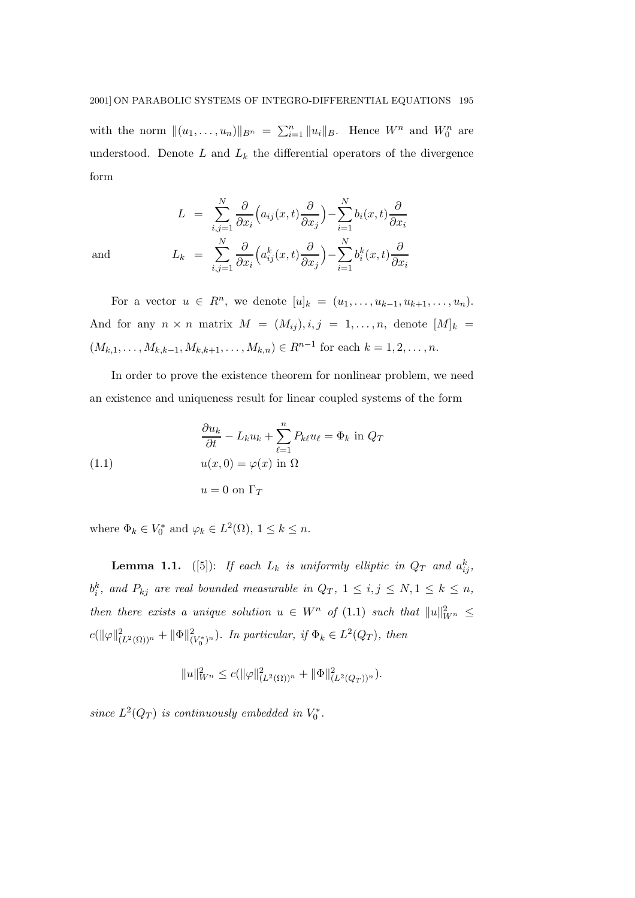with the norm $\|(u_1, \ldots, u_n)\|_{B^n} = \sum_{i=1}^n \|u_i\|_B$. Hence $W^n$ and $W_0^n$ are understood. Denote $L$ and $L_k$ the differential operators of the divergence form

$$
\begin{aligned}
L &= \sum_{i,j=1}^N \frac{\partial}{\partial x_i}\Big(a_{ij}(x,t)\frac{\partial}{\partial x_j}\Big) - \sum_{i=1}^N b_i(x,t)\frac{\partial}{\partial x_i} \\
\text{and} \qquad L_k &= \sum_{i,j=1}^N \frac{\partial}{\partial x_i}\Big(a_{ij}^k(x,t)\frac{\partial}{\partial x_j}\Big) - \sum_{i=1}^N b_i^k(x,t)\frac{\partial}{\partial x_i}
\end{aligned}
$$

For a vector $u \in R^n$, we denote $[u]_k = (u_1, \ldots, u_{k-1}, u_{k+1}, \ldots, u_n)$. And for any $n \times n$ matrix $M = (M_{ij}), i, j = 1, \ldots, n$, denote $[M]_k = (M_{k,1}, \ldots, M_{k,k-1}, M_{k,k+1}, \ldots, M_{k,n}) \in R^{n-1}$ for each $k = 1, 2, \ldots, n$.

In order to prove the existence theorem for nonlinear problem, we need an existence and uniqueness result for linear coupled systems of the form

$$
\begin{aligned}
&\frac{\partial u_k}{\partial t} - L_k u_k + \sum_{\ell=1}^n P_{k\ell} u_\ell = \Phi_k \text{ in } Q_T \\
&u(x, 0) = \varphi(x) \text{ in } \Omega \qquad\qquad (1.1) \\
&u = 0 \text{ on } \Gamma_T
\end{aligned}
$$

where $\Phi_k \in V_0^*$ and $\varphi_k \in L^2(\Omega)$, $1 \le k \le n$.

**Lemma 1.1.** ([5]): *If each $L_k$ is uniformly elliptic in $Q_T$ and $a_{ij}^k$, $b_i^k$, and $P_{kj}$ are real bounded measurable in $Q_T$, $1 \le i, j \le N, 1 \le k \le n$, then there exists a unique solution $u \in W^n$ of (1.1) such that $\|u\|_{W^n}^2 \le c(\|\varphi\|_{(L^2(\Omega))^n}^2 + \|\Phi\|_{(V_0^*)^n}^2)$. In particular, if $\Phi_k \in L^2(Q_T)$, then*

$$
\|u\|_{W^n}^2 \le c(\|\varphi\|_{(L^2(\Omega))^n}^2 + \|\Phi\|_{(L^2(Q_T))^n}^2).
$$

*since $L^2(Q_T)$ is continuously embedded in $V_0^*$.*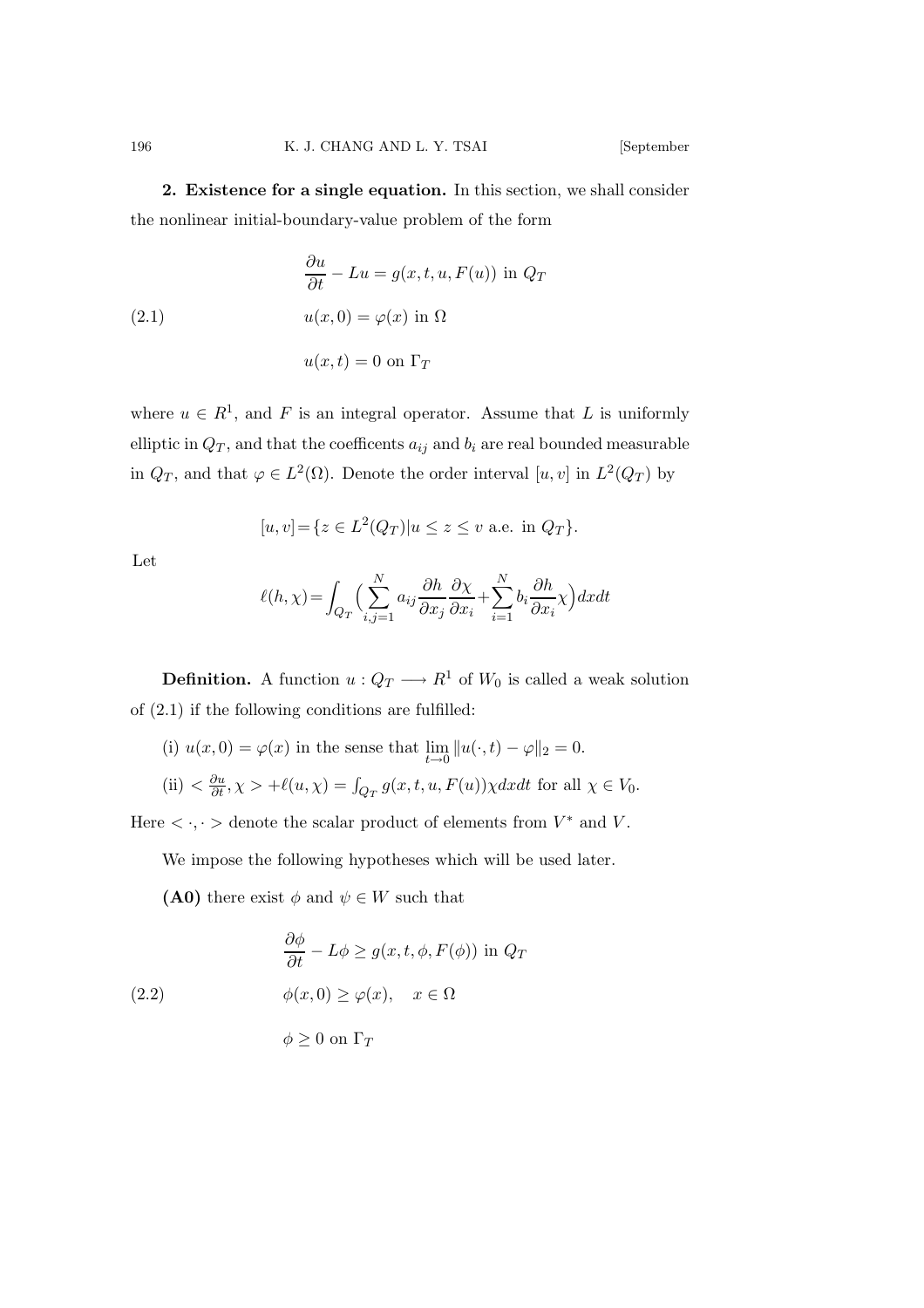**2. Existence for a single equation.** In this section, we shall consider the nonlinear initial-boundary-value problem of the form

$$
\begin{aligned}
&\frac{\partial u}{\partial t} - Lu = g(x,t,u,F(u)) \text{ in } Q_T \\
&u(x,0) = \varphi(x) \text{ in } \Omega \qquad (2.1)\\
&u(x,t) = 0 \text{ on } \Gamma_T
\end{aligned}
$$

where $u \in R^1$, and $F$ is an integral operator. Assume that $L$ is uniformly elliptic in $Q_T$, and that the coefficents $a_{ij}$ and $b_i$ are real bounded measurable in $Q_T$, and that $\varphi \in L^2(\Omega)$. Denote the order interval $[u,v]$ in $L^2(Q_T)$ by

$$[u,v] = \{z \in L^2(Q_T) | u \leq z \leq v \text{ a.e. in } Q_T\}.$$

Let

$$\ell(h,\chi) = \int_{Q_T} \Big( \sum_{i,j=1}^{N} a_{ij} \frac{\partial h}{\partial x_j} \frac{\partial \chi}{\partial x_i} + \sum_{i=1}^{N} b_i \frac{\partial h}{\partial x_i} \chi \Big) dxdt$$

**Definition.** A function $u : Q_T \longrightarrow R^1$ of $W_0$ is called a weak solution of (2.1) if the following conditions are fulfilled:

(i) $u(x,0) = \varphi(x)$ in the sense that $\lim_{t \to 0} \|u(\cdot,t) - \varphi\|_2 = 0$.

(ii) $< \frac{\partial u}{\partial t}, \chi > + \ell(u,\chi) = \int_{Q_T} g(x,t,u,F(u))\chi dxdt$ for all $\chi \in V_0$.

Here $< \cdot, \cdot >$ denote the scalar product of elements from $V^*$ and $V$.

We impose the following hypotheses which will be used later.

**(A0)** there exist $\phi$ and $\psi \in W$ such that

$$
\begin{aligned}
&\frac{\partial \phi}{\partial t} - L\phi \geq g(x,t,\phi,F(\phi)) \text{ in } Q_T \\
&\phi(x,0) \geq \varphi(x), \quad x \in \Omega \qquad (2.2)\\
&\phi \geq 0 \text{ on } \Gamma_T
\end{aligned}
$$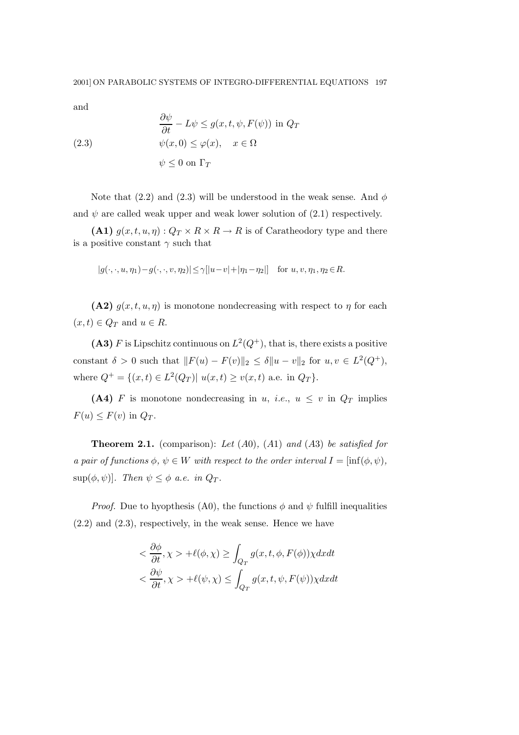and

$$
(2.3)\qquad
\begin{aligned}
&\frac{\partial \psi}{\partial t} - L\psi \le g(x,t,\psi,F(\psi)) \text{ in } Q_T\\
&\psi(x,0) \le \varphi(x), \quad x \in \Omega\\
&\psi \le 0 \text{ on } \Gamma_T
\end{aligned}
$$

Note that (2.2) and (2.3) will be understood in the weak sense. And $\phi$ and $\psi$ are called weak upper and weak lower solution of (2.1) respectively.

**(A1)** $g(x,t,u,\eta) : Q_T \times R \times R \to R$ is of Caratheodory type and there is a positive constant $\gamma$ such that

$$
|g(\cdot,\cdot,u,\eta_1) - g(\cdot,\cdot,v,\eta_2)| \le \gamma[|u-v| + |\eta_1 - \eta_2|] \quad \text{for } u,v,\eta_1,\eta_2 \in R.
$$

**(A2)** $g(x,t,u,\eta)$ is monotone nondecreasing with respect to $\eta$ for each $(x,t) \in Q_T$ and $u \in R$.

**(A3)** $F$ is Lipschitz continuous on $L^2(Q^+)$, that is, there exists a positive constant $\delta > 0$ such that $\|F(u) - F(v)\|_2 \le \delta \|u - v\|_2$ for $u, v \in L^2(Q^+)$, where $Q^+ = \{(x,t) \in L^2(Q_T) |\ u(x,t) \ge v(x,t) \text{ a.e. in } Q_T\}$.

**(A4)** $F$ is monotone nondecreasing in $u$, *i.e.*, $u \le v$ in $Q_T$ implies $F(u) \le F(v)$ in $Q_T$.

**Theorem 2.1.** (comparison): *Let (A0), (A1) and (A3) be satisfied for a pair of functions $\phi$, $\psi \in W$ with respect to the order interval $I = [\inf(\phi,\psi), \sup(\phi,\psi)]$. Then $\psi \le \phi$ a.e. in $Q_T$.*

*Proof.* Due to hyopthesis (A0), the functions $\phi$ and $\psi$ fulfill inequalities (2.2) and (2.3), respectively, in the weak sense. Hence we have

$$
\begin{aligned}
&< \frac{\partial \phi}{\partial t}, \chi > + \ell(\phi, \chi) \ge \int_{Q_T} g(x,t,\phi,F(\phi)) \chi dx dt\\
&< \frac{\partial \psi}{\partial t}, \chi > + \ell(\psi, \chi) \le \int_{Q_T} g(x,t,\psi,F(\psi)) \chi dx dt
\end{aligned}
$$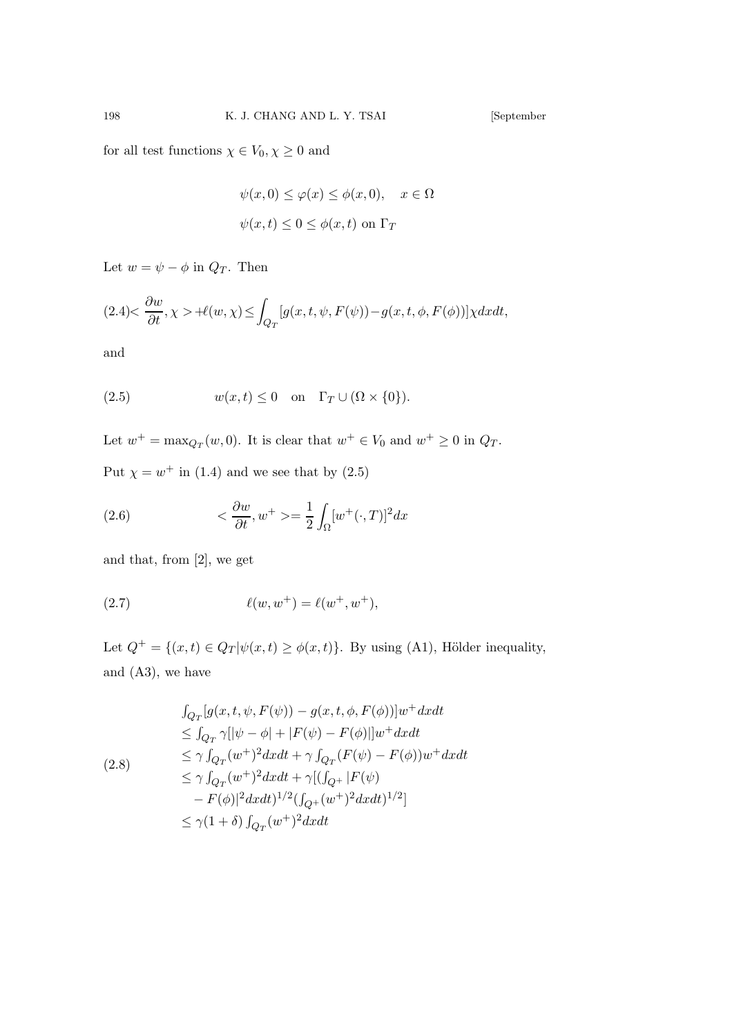for all test functions $\chi \in V_0, \chi \geq 0$ and

$$\psi(x,0) \leq \varphi(x) \leq \phi(x,0), \quad x \in \Omega$$

$$\psi(x,t) \leq 0 \leq \phi(x,t) \text{ on } \Gamma_T$$

Let $w = \psi - \phi$ in $Q_T$. Then

$$(2.4) < \frac{\partial w}{\partial t}, \chi > + \ell(w, \chi) \leq \int_{Q_T} [g(x,t,\psi,F(\psi)) - g(x,t,\phi,F(\phi))]\chi dxdt,$$

and

$$w(x,t) \leq 0 \quad \text{on} \quad \Gamma_T \cup (\Omega \times \{0\}). \tag{2.5}$$

Let $w^+ = \max_{Q_T}(w, 0)$. It is clear that $w^+ \in V_0$ and $w^+ \geq 0$ in $Q_T$.

Put $\chi = w^+$ in (1.4) and we see that by (2.5)

$$< \frac{\partial w}{\partial t}, w^+ >= \frac{1}{2} \int_{\Omega} [w^+(\cdot, T)]^2 dx \tag{2.6}$$

and that, from [2], we get

$$\ell(w, w^+) = \ell(w^+, w^+), \tag{2.7}$$

Let $Q^+ = \{(x,t) \in Q_T | \psi(x,t) \geq \phi(x,t)\}$. By using (A1), Hölder inequality, and (A3), we have

$$\begin{aligned}
&\textstyle\int_{Q_T} [g(x,t,\psi,F(\psi)) - g(x,t,\phi,F(\phi))] w^+ dxdt \\
&\leq \textstyle\int_{Q_T} \gamma[|\psi - \phi| + |F(\psi) - F(\phi)|] w^+ dxdt \\
&\leq \gamma \textstyle\int_{Q_T} (w^+)^2 dxdt + \gamma \int_{Q_T} (F(\psi) - F(\phi)) w^+ dxdt \\
&\leq \gamma \textstyle\int_{Q_T} (w^+)^2 dxdt + \gamma[(\int_{Q^+} |F(\psi) \\
&\quad - F(\phi)|^2 dxdt)^{1/2} (\int_{Q^+} (w^+)^2 dxdt)^{1/2}] \\
&\leq \gamma(1 + \delta) \textstyle\int_{Q_T} (w^+)^2 dxdt
\end{aligned} \tag{2.8}$$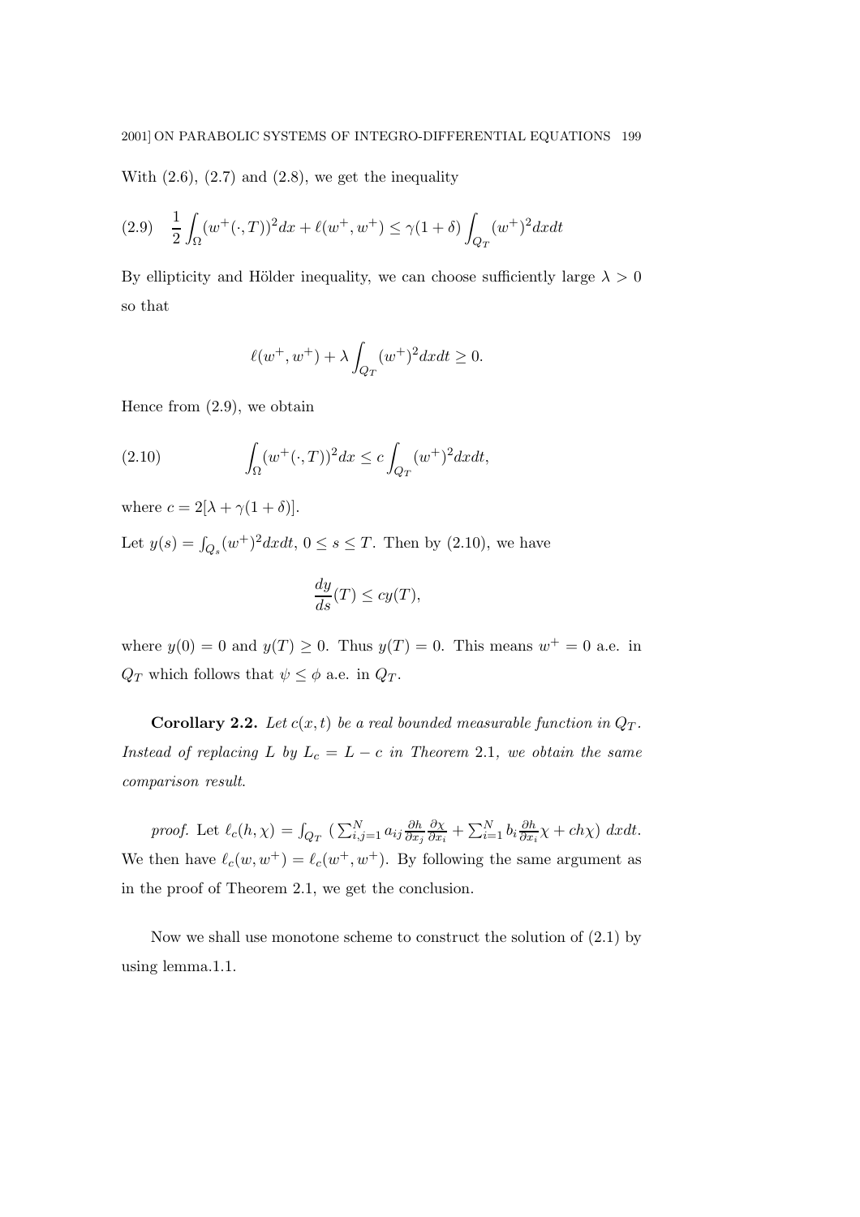With (2.6), (2.7) and (2.8), we get the inequality

$$\text{(2.9)} \quad \frac{1}{2}\int_{\Omega}(w^{+}(\cdot,T))^2dx + \ell(w^{+},w^{+}) \leq \gamma(1+\delta)\int_{Q_T}(w^{+})^2dxdt$$

By ellipticity and Hölder inequality, we can choose sufficiently large $\lambda > 0$ so that

$$\ell(w^{+},w^{+}) + \lambda\int_{Q_T}(w^{+})^2dxdt \geq 0.$$

Hence from (2.9), we obtain

$$\text{(2.10)} \qquad \int_{\Omega}(w^{+}(\cdot,T))^2dx \leq c\int_{Q_T}(w^{+})^2dxdt,$$

where $c = 2[\lambda + \gamma(1+\delta)]$.

Let $y(s) = \int_{Q_s}(w^{+})^2dxdt$, $0 \leq s \leq T$. Then by (2.10), we have

$$\frac{dy}{ds}(T) \leq cy(T),$$

where $y(0) = 0$ and $y(T) \geq 0$. Thus $y(T) = 0$. This means $w^{+} = 0$ a.e. in $Q_T$ which follows that $\psi \leq \phi$ a.e. in $Q_T$.

**Corollary 2.2.** *Let $c(x,t)$ be a real bounded measurable function in $Q_T$. Instead of replacing $L$ by $L_c = L - c$ in Theorem 2.1, we obtain the same comparison result.*

*proof.* Let $\ell_c(h,\chi) = \int_{Q_T}\ (\sum_{i,j=1}^{N} a_{ij}\frac{\partial h}{\partial x_j}\frac{\partial \chi}{\partial x_i} + \sum_{i=1}^{N} b_i\frac{\partial h}{\partial x_i}\chi + ch\chi)\ dxdt$. We then have $\ell_c(w,w^{+}) = \ell_c(w^{+},w^{+})$. By following the same argument as in the proof of Theorem 2.1, we get the conclusion.

Now we shall use monotone scheme to construct the solution of (2.1) by using lemma.1.1.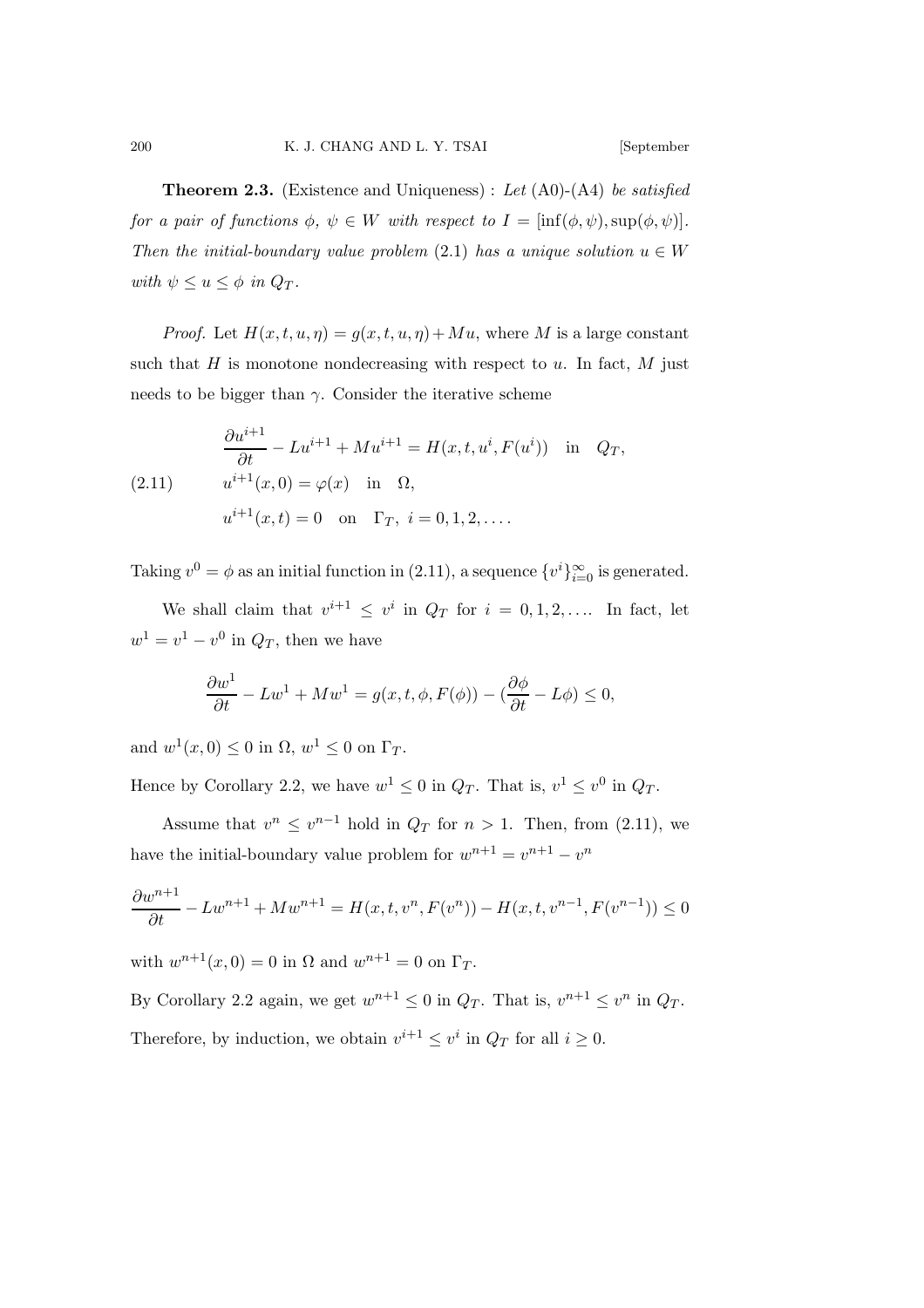**Theorem 2.3.** (Existence and Uniqueness) : *Let* (A0)-(A4) *be satisfied for a pair of functions* $\phi,\ \psi \in W$ *with respect to* $I = [\inf(\phi, \psi), \sup(\phi, \psi)]$. *Then the initial-boundary value problem* (2.1) *has a unique solution* $u \in W$ *with* $\psi \le u \le \phi$ *in* $Q_T$.

*Proof.* Let $H(x, t, u, \eta) = g(x, t, u, \eta) + Mu$, where $M$ is a large constant such that $H$ is monotone nondecreasing with respect to $u$. In fact, $M$ just needs to be bigger than $\gamma$. Consider the iterative scheme

$$
\begin{aligned}
&\frac{\partial u^{i+1}}{\partial t} - Lu^{i+1} + Mu^{i+1} = H(x, t, u^i, F(u^i)) \quad \text{in} \quad Q_T, \\
&u^{i+1}(x, 0) = \varphi(x) \quad \text{in} \quad \Omega, \qquad\qquad\qquad\qquad (2.11)\\
&u^{i+1}(x, t) = 0 \quad \text{on} \quad \Gamma_T,\ i = 0, 1, 2, \ldots.
\end{aligned}
$$

Taking $v^0 = \phi$ as an initial function in (2.11), a sequence $\{v^i\}_{i=0}^{\infty}$ is generated.

We shall claim that $v^{i+1} \le v^i$ in $Q_T$ for $i = 0, 1, 2, \ldots$. In fact, let $w^1 = v^1 - v^0$ in $Q_T$, then we have

$$
\frac{\partial w^1}{\partial t} - Lw^1 + Mw^1 = g(x, t, \phi, F(\phi)) - (\frac{\partial \phi}{\partial t} - L\phi) \le 0,
$$

and $w^1(x, 0) \le 0$ in $\Omega$, $w^1 \le 0$ on $\Gamma_T$.

Hence by Corollary 2.2, we have $w^1 \le 0$ in $Q_T$. That is, $v^1 \le v^0$ in $Q_T$.

Assume that $v^n \le v^{n-1}$ hold in $Q_T$ for $n > 1$. Then, from (2.11), we have the initial-boundary value problem for $w^{n+1} = v^{n+1} - v^n$

$$
\frac{\partial w^{n+1}}{\partial t} - Lw^{n+1} + Mw^{n+1} = H(x, t, v^n, F(v^n)) - H(x, t, v^{n-1}, F(v^{n-1})) \le 0
$$

with $w^{n+1}(x, 0) = 0$ in $\Omega$ and $w^{n+1} = 0$ on $\Gamma_T$.

By Corollary 2.2 again, we get $w^{n+1} \le 0$ in $Q_T$. That is, $v^{n+1} \le v^n$ in $Q_T$.

Therefore, by induction, we obtain $v^{i+1} \le v^i$ in $Q_T$ for all $i \ge 0$.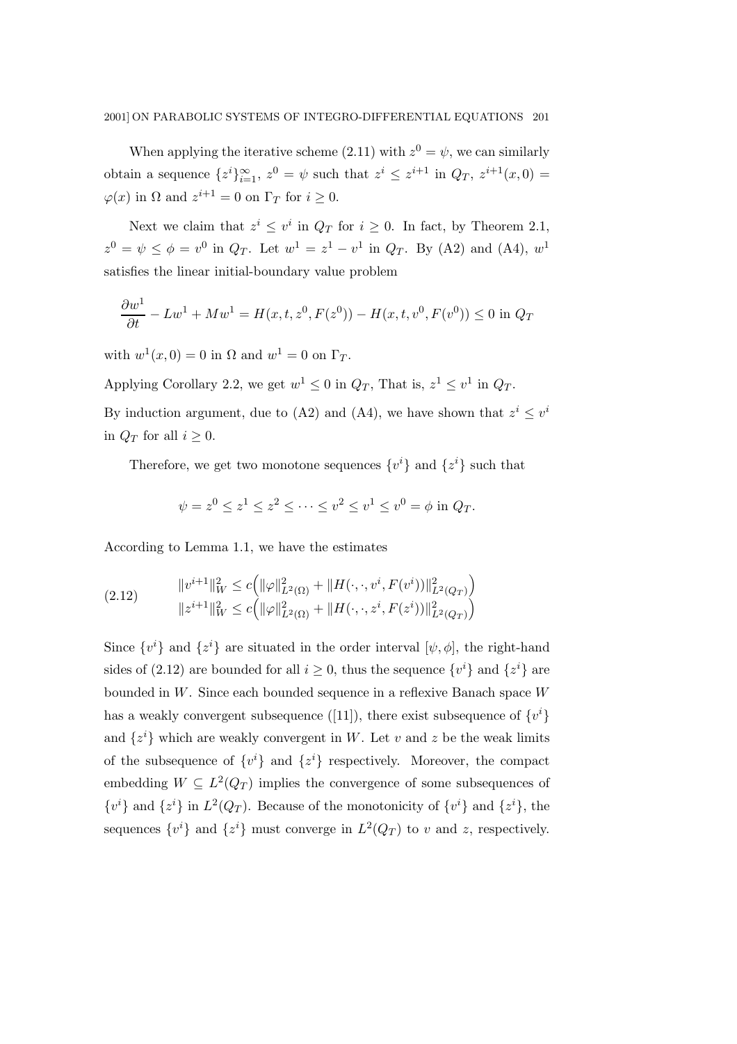When applying the iterative scheme (2.11) with $z^0 = \psi$, we can similarly obtain a sequence $\{z^i\}_{i=1}^{\infty}$, $z^0 = \psi$ such that $z^i \leq z^{i+1}$ in $Q_T$, $z^{i+1}(x,0) = \varphi(x)$ in $\Omega$ and $z^{i+1} = 0$ on $\Gamma_T$ for $i \geq 0$.

Next we claim that $z^i \leq v^i$ in $Q_T$ for $i \geq 0$. In fact, by Theorem 2.1, $z^0 = \psi \leq \phi = v^0$ in $Q_T$. Let $w^1 = z^1 - v^1$ in $Q_T$. By (A2) and (A4), $w^1$ satisfies the linear initial-boundary value problem

$$\frac{\partial w^1}{\partial t} - Lw^1 + Mw^1 = H(x,t,z^0,F(z^0)) - H(x,t,v^0,F(v^0)) \leq 0 \text{ in } Q_T$$

with $w^1(x,0) = 0$ in $\Omega$ and $w^1 = 0$ on $\Gamma_T$.

Applying Corollary 2.2, we get $w^1 \leq 0$ in $Q_T$, That is, $z^1 \leq v^1$ in $Q_T$.

By induction argument, due to (A2) and (A4), we have shown that $z^i \leq v^i$ in $Q_T$ for all $i \geq 0$.

Therefore, we get two monotone sequences $\{v^i\}$ and $\{z^i\}$ such that

$$\psi = z^0 \leq z^1 \leq z^2 \leq \cdots \leq v^2 \leq v^1 \leq v^0 = \phi \text{ in } Q_T.$$

According to Lemma 1.1, we have the estimates

$$\begin{aligned} \|v^{i+1}\|_W^2 &\leq c\Big(\|\varphi\|_{L^2(\Omega)}^2 + \|H(\cdot,\cdot,v^i,F(v^i))\|_{L^2(Q_T)}^2\Big) \\ \|z^{i+1}\|_W^2 &\leq c\Big(\|\varphi\|_{L^2(\Omega)}^2 + \|H(\cdot,\cdot,z^i,F(z^i))\|_{L^2(Q_T)}^2\Big) \end{aligned} \tag{2.12}$$

Since $\{v^i\}$ and $\{z^i\}$ are situated in the order interval $[\psi,\phi]$, the right-hand sides of (2.12) are bounded for all $i \geq 0$, thus the sequence $\{v^i\}$ and $\{z^i\}$ are bounded in $W$. Since each bounded sequence in a reflexive Banach space $W$ has a weakly convergent subsequence ([11]), there exist subsequence of $\{v^i\}$ and $\{z^i\}$ which are weakly convergent in $W$. Let $v$ and $z$ be the weak limits of the subsequence of $\{v^i\}$ and $\{z^i\}$ respectively. Moreover, the compact embedding $W \subseteq L^2(Q_T)$ implies the convergence of some subsequences of $\{v^i\}$ and $\{z^i\}$ in $L^2(Q_T)$. Because of the monotonicity of $\{v^i\}$ and $\{z^i\}$, the sequences $\{v^i\}$ and $\{z^i\}$ must converge in $L^2(Q_T)$ to $v$ and $z$, respectively.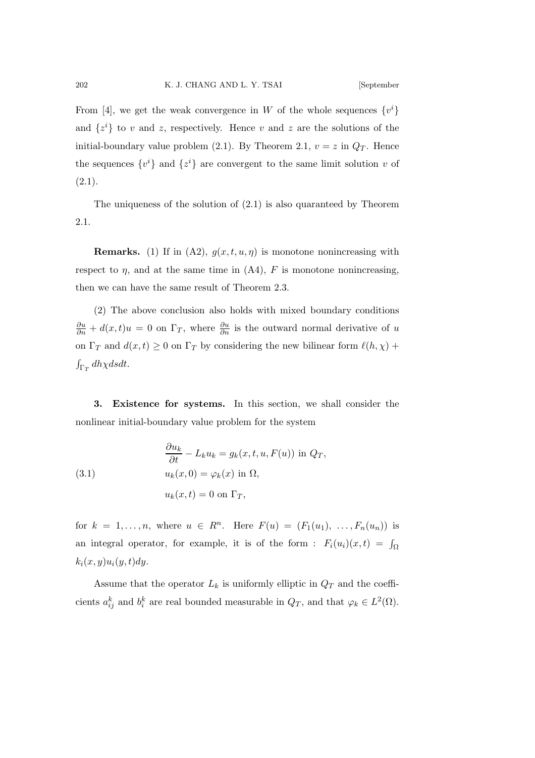From [4], we get the weak convergence in $W$ of the whole sequences $\{v^i\}$ and $\{z^i\}$ to $v$ and $z$, respectively. Hence $v$ and $z$ are the solutions of the initial-boundary value problem (2.1). By Theorem 2.1, $v = z$ in $Q_T$. Hence the sequences $\{v^i\}$ and $\{z^i\}$ are convergent to the same limit solution $v$ of (2.1).

The uniqueness of the solution of (2.1) is also quaranteed by Theorem 2.1.

**Remarks.** (1) If in (A2), $g(x, t, u, \eta)$ is monotone nonincreasing with respect to $\eta$, and at the same time in (A4), $F$ is monotone nonincreasing, then we can have the same result of Theorem 2.3.

(2) The above conclusion also holds with mixed boundary conditions $\frac{\partial u}{\partial n} + d(x,t)u = 0$ on $\Gamma_T$, where $\frac{\partial u}{\partial n}$ is the outward normal derivative of $u$ on $\Gamma_T$ and $d(x,t) \geq 0$ on $\Gamma_T$ by considering the new bilinear form $\ell(h, \chi) + \int_{\Gamma_T} dh\chi ds dt$.

**3. Existence for systems.** In this section, we shall consider the nonlinear initial-boundary value problem for the system

$$
\begin{aligned}
&\frac{\partial u_k}{\partial t} - L_k u_k = g_k(x, t, u, F(u)) \text{ in } Q_T, \\
&u_k(x, 0) = \varphi_k(x) \text{ in } \Omega, \qquad\qquad (3.1) \\
&u_k(x, t) = 0 \text{ on } \Gamma_T,
\end{aligned}
$$

for $k = 1, \ldots, n$, where $u \in R^n$. Here $F(u) = (F_1(u_1), \ldots, F_n(u_n))$ is an integral operator, for example, it is of the form : $F_i(u_i)(x,t) = \int_\Omega k_i(x,y)u_i(y,t)dy$.

Assume that the operator $L_k$ is uniformly elliptic in $Q_T$ and the coefficients $a_{ij}^k$ and $b_i^k$ are real bounded measurable in $Q_T$, and that $\varphi_k \in L^2(\Omega)$.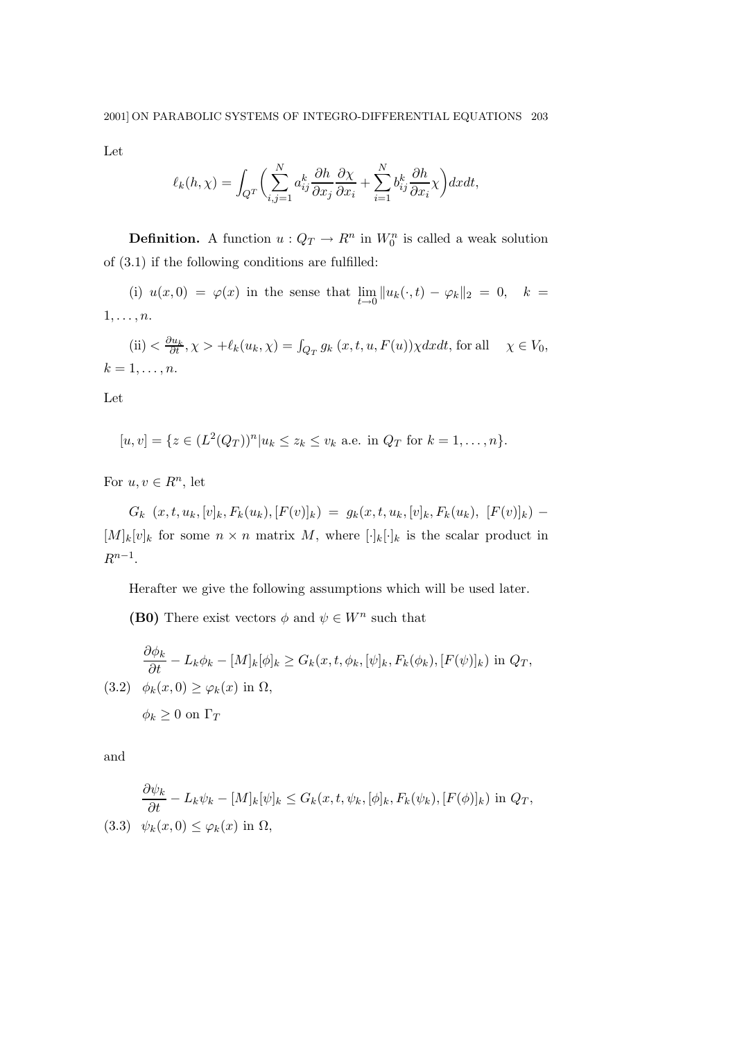Let

$$\ell_k(h,\chi) = \int_{Q^T} \Big( \sum_{i,j=1}^{N} a_{ij}^k \frac{\partial h}{\partial x_j} \frac{\partial \chi}{\partial x_i} + \sum_{i=1}^{N} b_{ij}^k \frac{\partial h}{\partial x_i} \chi \Big) dx dt,$$

**Definition.** A function $u : Q_T \to R^n$ in $W_0^n$ is called a weak solution of (3.1) if the following conditions are fulfilled:

(i) $u(x,0) = \varphi(x)$ in the sense that $\lim_{t \to 0} \|u_k(\cdot,t) - \varphi_k\|_2 = 0, \quad k = 1, \ldots, n.$

(ii) $< \frac{\partial u_k}{\partial t}, \chi > + \ell_k(u_k,\chi) = \int_{Q_T} g_k\,(x,t,u,F(u))\chi dx dt$, for all $\quad \chi \in V_0$, $k = 1, \ldots, n$.

Let

$$[u,v] = \{z \in (L^2(Q_T))^n | u_k \le z_k \le v_k \text{ a.e. in } Q_T \text{ for } k = 1, \ldots, n\}.$$

For $u, v \in R^n$, let

$G_k \ (x,t,u_k,[v]_k,F_k(u_k),[F(v)]_k) = g_k(x,t,u_k,[v]_k,F_k(u_k),\ [F(v)]_k) - [M]_k[v]_k$ for some $n \times n$ matrix $M$, where $[\cdot]_k[\cdot]_k$ is the scalar product in $R^{n-1}$.

Herafter we give the following assumptions which will be used later.

**(B0)** There exist vectors $\phi$ and $\psi \in W^n$ such that

$$\frac{\partial \phi_k}{\partial t} - L_k\phi_k - [M]_k[\phi]_k \ge G_k(x,t,\phi_k,[\psi]_k,F_k(\phi_k),[F(\psi)]_k) \text{ in } Q_T,$$

(3.2) $\quad \phi_k(x,0) \ge \varphi_k(x)$ in $\Omega$,

$\phi_k \ge 0$ on $\Gamma_T$

and

$$\frac{\partial \psi_k}{\partial t} - L_k\psi_k - [M]_k[\psi]_k \le G_k(x,t,\psi_k,[\phi]_k,F_k(\psi_k),[F(\phi)]_k) \text{ in } Q_T,$$

(3.3) $\quad \psi_k(x,0) \le \varphi_k(x)$ in $\Omega$,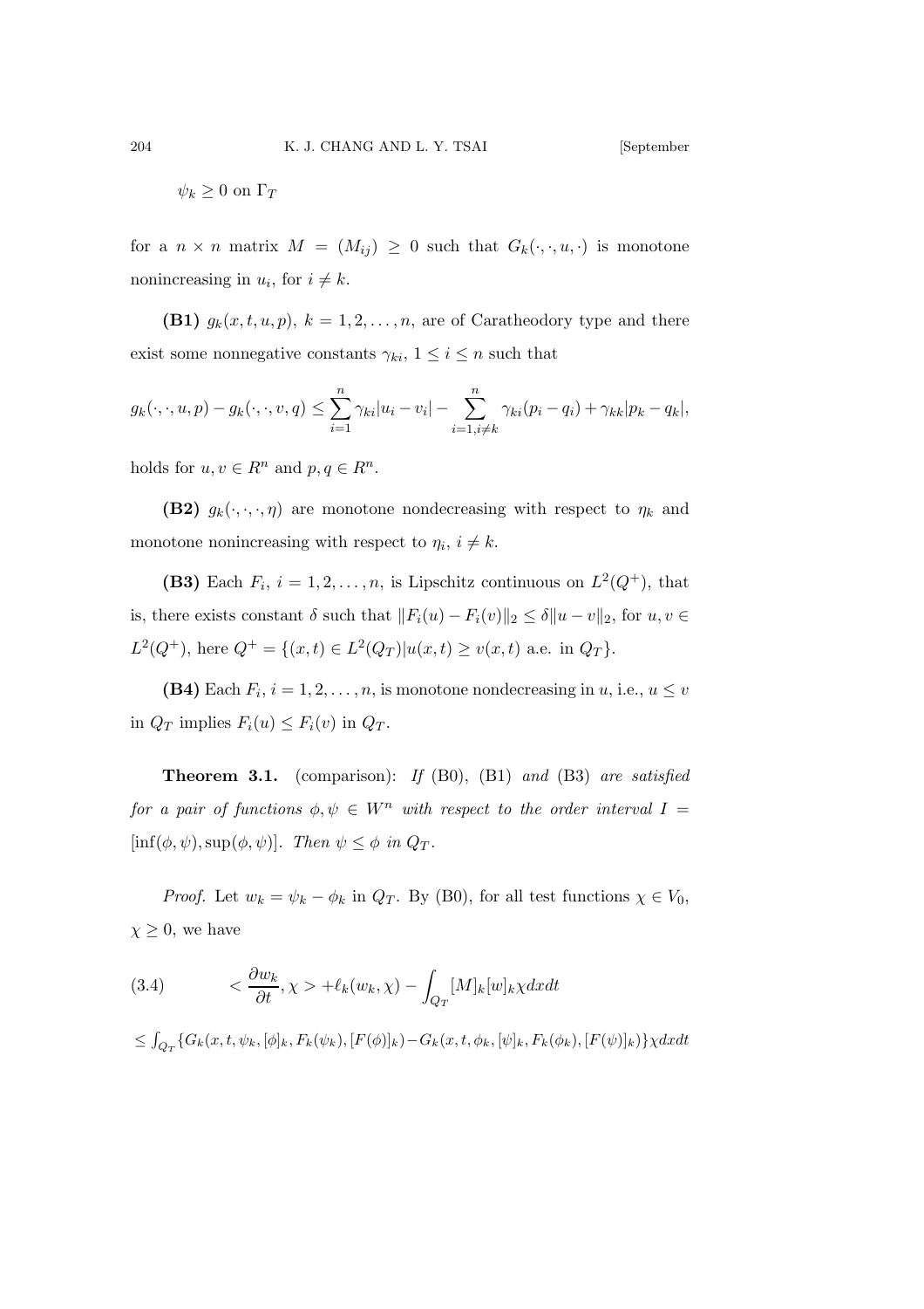$\psi_k \geq 0$ on $\Gamma_T$

for a $n \times n$ matrix $M = (M_{ij}) \geq 0$ such that $G_k(\cdot, \cdot, u, \cdot)$ is monotone nonincreasing in $u_i$, for $i \neq k$.

**(B1)** $g_k(x, t, u, p)$, $k = 1, 2, \ldots, n$, are of Caratheodory type and there exist some nonnegative constants $\gamma_{ki}$, $1 \leq i \leq n$ such that

$$g_k(\cdot, \cdot, u, p) - g_k(\cdot, \cdot, v, q) \leq \sum_{i=1}^{n} \gamma_{ki}|u_i - v_i| - \sum_{i=1, i\neq k}^{n} \gamma_{ki}(p_i - q_i) + \gamma_{kk}|p_k - q_k|,$$

holds for $u, v \in R^n$ and $p, q \in R^n$.

**(B2)** $g_k(\cdot, \cdot, \cdot, \eta)$ are monotone nondecreasing with respect to $\eta_k$ and monotone nonincreasing with respect to $\eta_i$, $i \neq k$.

**(B3)** Each $F_i$, $i = 1, 2, \ldots, n$, is Lipschitz continuous on $L^2(Q^+)$, that is, there exists constant $\delta$ such that $\|F_i(u) - F_i(v)\|_2 \leq \delta\|u - v\|_2$, for $u, v \in L^2(Q^+)$, here $Q^+ = \{(x, t) \in L^2(Q_T) | u(x, t) \geq v(x, t) \text{ a.e. in } Q_T\}$.

**(B4)** Each $F_i$, $i = 1, 2, \ldots, n$, is monotone nondecreasing in $u$, i.e., $u \leq v$ in $Q_T$ implies $F_i(u) \leq F_i(v)$ in $Q_T$.

**Theorem 3.1.** (comparison): *If* (B0), (B1) *and* (B3) *are satisfied for a pair of functions* $\phi, \psi \in W^n$ *with respect to the order interval* $I = [\inf(\phi, \psi), \sup(\phi, \psi)]$. *Then* $\psi \leq \phi$ *in* $Q_T$.

*Proof.* Let $w_k = \psi_k - \phi_k$ in $Q_T$. By (B0), for all test functions $\chi \in V_0$, $\chi \geq 0$, we have

$$< \frac{\partial w_k}{\partial t}, \chi > + \ell_k(w_k, \chi) - \int_{Q_T} [M]_k [w]_k \chi dxdt \tag{3.4}$$

$$\leq \int_{Q_T} \{G_k(x, t, \psi_k, [\phi]_k, F_k(\psi_k), [F(\phi)]_k) - G_k(x, t, \phi_k, [\psi]_k, F_k(\phi_k), [F(\psi)]_k)\} \chi dxdt$$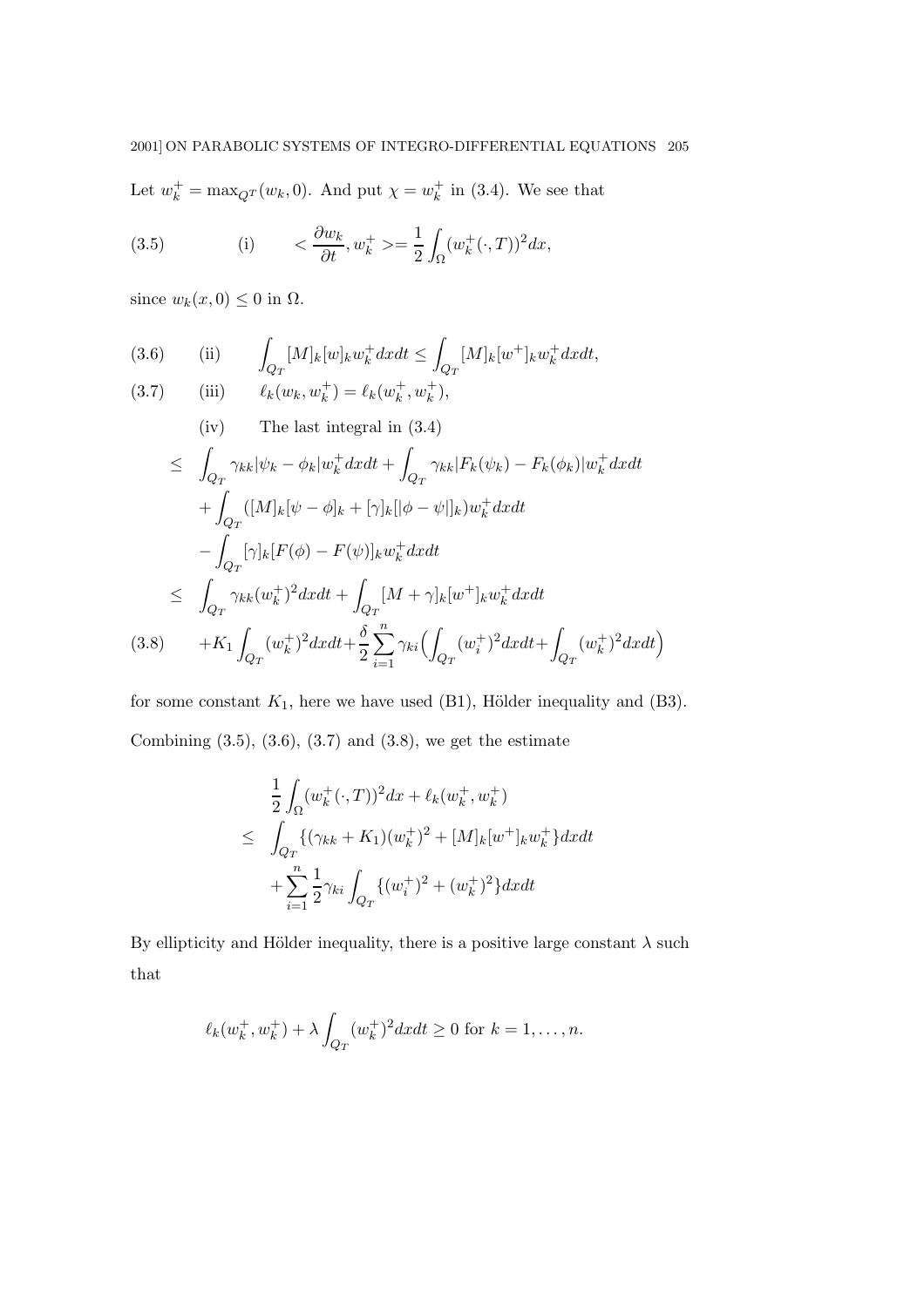Let $w_k^+ = \max_{Q^T}(w_k, 0)$. And put $\chi = w_k^+$ in (3.4). We see that

$$
\text{(3.5)} \qquad \text{(i)} \qquad < \frac{\partial w_k}{\partial t}, w_k^+ >= \frac{1}{2}\int_\Omega (w_k^+(\cdot, T))^2 dx,
$$

since $w_k(x, 0) \le 0$ in $\Omega$.

$$
\text{(3.6)} \qquad \text{(ii)} \qquad \int_{Q_T} [M]_k[w]_k w_k^+ dxdt \le \int_{Q_T} [M]_k[w^+]_k w_k^+ dxdt,
$$

$$
\text{(3.7)} \qquad \text{(iii)} \qquad \ell_k(w_k, w_k^+) = \ell_k(w_k^+, w_k^+),
$$

(iv) The last integral in (3.4)

$$
\begin{aligned}
&\le \int_{Q_T} \gamma_{kk}|\psi_k - \phi_k| w_k^+ dxdt + \int_{Q_T} \gamma_{kk}|F_k(\psi_k) - F_k(\phi_k)| w_k^+ dxdt \\
&\quad + \int_{Q_T} ([M]_k[\psi - \phi]_k + [\gamma]_k[|\phi - \psi|]_k) w_k^+ dxdt \\
&\quad - \int_{Q_T} [\gamma]_k[F(\phi) - F(\psi)]_k w_k^+ dxdt \\
&\le \int_{Q_T} \gamma_{kk}(w_k^+)^2 dxdt + \int_{Q_T} [M + \gamma]_k[w^+]_k w_k^+ dxdt \\
&\quad + K_1 \int_{Q_T} (w_k^+)^2 dxdt + \frac{\delta}{2}\sum_{i=1}^n \gamma_{ki}\Big(\int_{Q_T}(w_i^+)^2 dxdt + \int_{Q_T}(w_k^+)^2 dxdt\Big) \qquad \text{(3.8)}
\end{aligned}
$$

for some constant $K_1$, here we have used (B1), Hölder inequality and (B3).

Combining (3.5), (3.6), (3.7) and (3.8), we get the estimate

$$
\begin{aligned}
&\frac{1}{2}\int_\Omega (w_k^+(\cdot, T))^2 dx + \ell_k(w_k^+, w_k^+) \\
\le\ & \int_{Q_T} \{(\gamma_{kk} + K_1)(w_k^+)^2 + [M]_k[w^+]_k w_k^+\} dxdt \\
& + \sum_{i=1}^n \frac{1}{2}\gamma_{ki}\int_{Q_T} \{(w_i^+)^2 + (w_k^+)^2\} dxdt
\end{aligned}
$$

By ellipticity and Hölder inequality, there is a positive large constant $\lambda$ such that

$$
\ell_k(w_k^+, w_k^+) + \lambda \int_{Q_T} (w_k^+)^2 dxdt \ge 0 \text{ for } k = 1, \ldots, n.
$$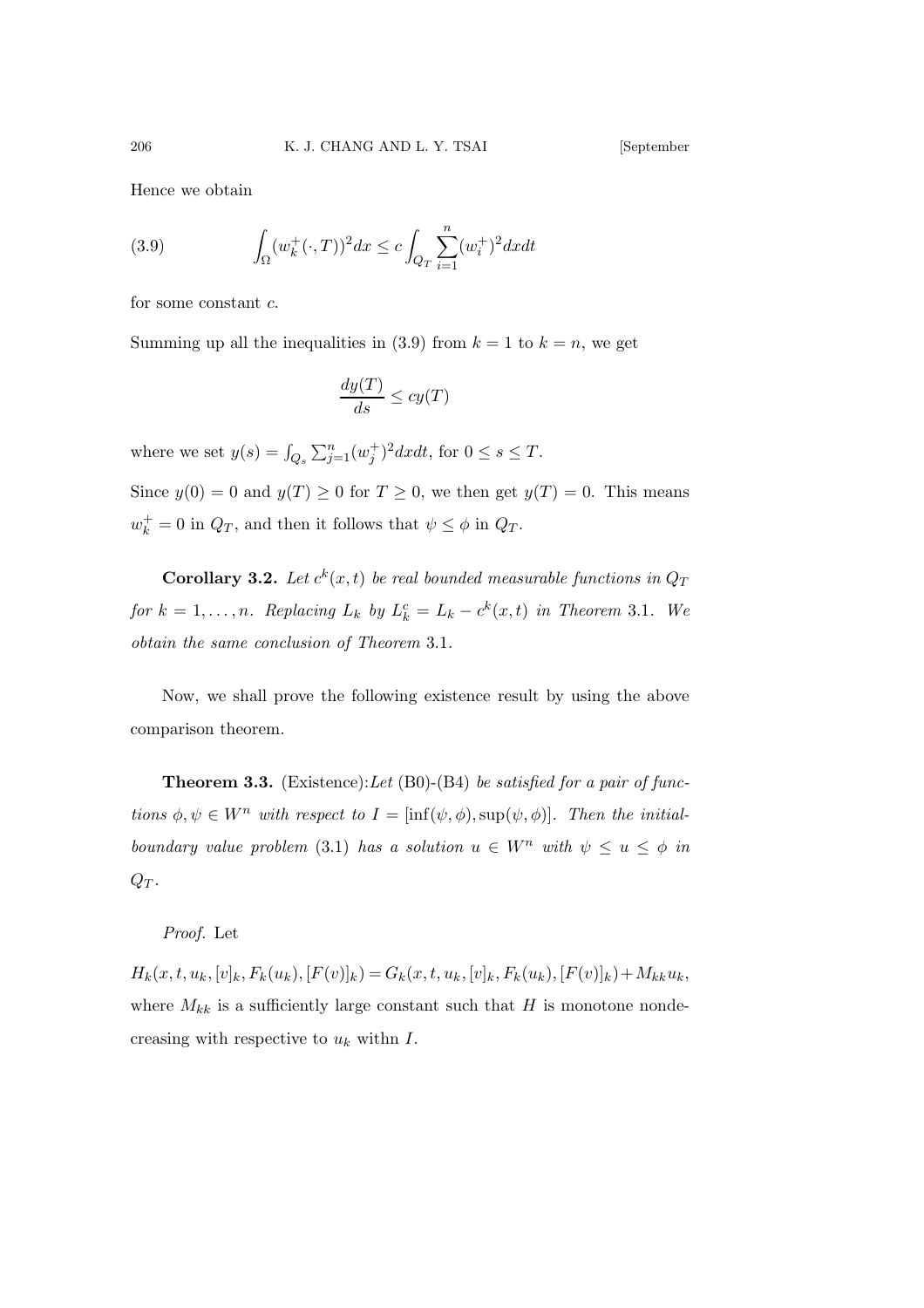Hence we obtain

$$\int_{\Omega} (w_k^+(\cdot,T))^2 dx \leq c \int_{Q_T} \sum_{i=1}^{n} (w_i^+)^2 dx dt \tag{3.9}$$

for some constant $c$.

Summing up all the inequalities in (3.9) from $k=1$ to $k=n$, we get

$$\frac{dy(T)}{ds} \leq cy(T)$$

where we set $y(s) = \int_{Q_s} \sum_{j=1}^{n} (w_j^+)^2 dx dt$, for $0 \leq s \leq T$.

Since $y(0) = 0$ and $y(T) \geq 0$ for $T \geq 0$, we then get $y(T) = 0$. This means $w_k^+ = 0$ in $Q_T$, and then it follows that $\psi \leq \phi$ in $Q_T$.

**Corollary 3.2.** *Let $c^k(x,t)$ be real bounded measurable functions in $Q_T$ for $k = 1, \ldots, n$. Replacing $L_k$ by $L_k^c = L_k - c^k(x,t)$ in Theorem* 3.1. *We obtain the same conclusion of Theorem* 3.1.

Now, we shall prove the following existence result by using the above comparison theorem.

**Theorem 3.3.** (Existence):*Let* (B0)-(B4) *be satisfied for a pair of functions $\phi, \psi \in W^n$ with respect to $I = [\inf(\psi,\phi), \sup(\psi,\phi)]$. Then the initial-boundary value problem* (3.1) *has a solution $u \in W^n$ with $\psi \leq u \leq \phi$ in $Q_T$.*

*Proof.* Let

$H_k(x,t,u_k,[v]_k,F_k(u_k),[F(v)]_k) = G_k(x,t,u_k,[v]_k,F_k(u_k),[F(v)]_k) + M_{kk}u_k$, where $M_{kk}$ is a sufficiently large constant such that $H$ is monotone nondecreasing with respective to $u_k$ withn $I$.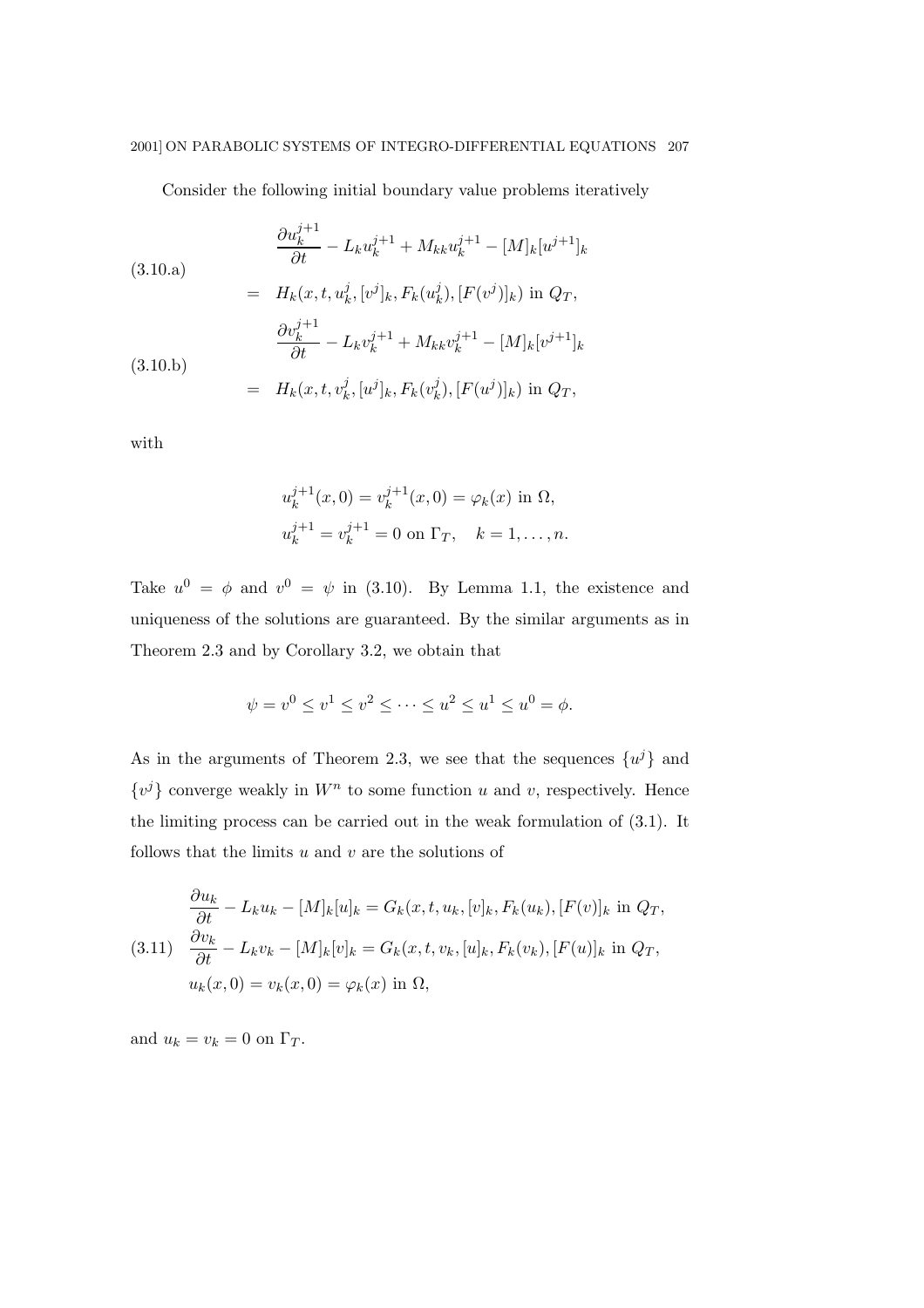Consider the following initial boundary value problems iteratively

$$
\begin{aligned}
&\frac{\partial u_k^{j+1}}{\partial t} - L_k u_k^{j+1} + M_{kk} u_k^{j+1} - [M]_k [u^{j+1}]_k \\
&\quad = H_k(x, t, u_k^j, [v^j]_k, F_k(u_k^j), [F(v^j)]_k) \text{ in } Q_T,
\end{aligned} \tag{3.10.a}
$$

$$
\begin{aligned}
&\frac{\partial v_k^{j+1}}{\partial t} - L_k v_k^{j+1} + M_{kk} v_k^{j+1} - [M]_k [v^{j+1}]_k \\
&\quad = H_k(x, t, v_k^j, [u^j]_k, F_k(v_k^j), [F(u^j)]_k) \text{ in } Q_T,
\end{aligned} \tag{3.10.b}
$$

with

$$
\begin{aligned}
&u_k^{j+1}(x, 0) = v_k^{j+1}(x, 0) = \varphi_k(x) \text{ in } \Omega, \\
&u_k^{j+1} = v_k^{j+1} = 0 \text{ on } \Gamma_T, \quad k = 1, \ldots, n.
\end{aligned}
$$

Take $u^0 = \phi$ and $v^0 = \psi$ in (3.10). By Lemma 1.1, the existence and uniqueness of the solutions are guaranteed. By the similar arguments as in Theorem 2.3 and by Corollary 3.2, we obtain that

$$
\psi = v^0 \le v^1 \le v^2 \le \cdots \le u^2 \le u^1 \le u^0 = \phi.
$$

As in the arguments of Theorem 2.3, we see that the sequences $\{u^j\}$ and $\{v^j\}$ converge weakly in $W^n$ to some function $u$ and $v$, respectively. Hence the limiting process can be carried out in the weak formulation of (3.1). It follows that the limits $u$ and $v$ are the solutions of

$$
\begin{aligned}
&\frac{\partial u_k}{\partial t} - L_k u_k - [M]_k [u]_k = G_k(x, t, u_k, [v]_k, F_k(u_k), [F(v)]_k \text{ in } Q_T, \\
&\frac{\partial v_k}{\partial t} - L_k v_k - [M]_k [v]_k = G_k(x, t, v_k, [u]_k, F_k(v_k), [F(u)]_k \text{ in } Q_T, \\
&u_k(x, 0) = v_k(x, 0) = \varphi_k(x) \text{ in } \Omega,
\end{aligned} \tag{3.11}
$$

and $u_k = v_k = 0$ on $\Gamma_T$.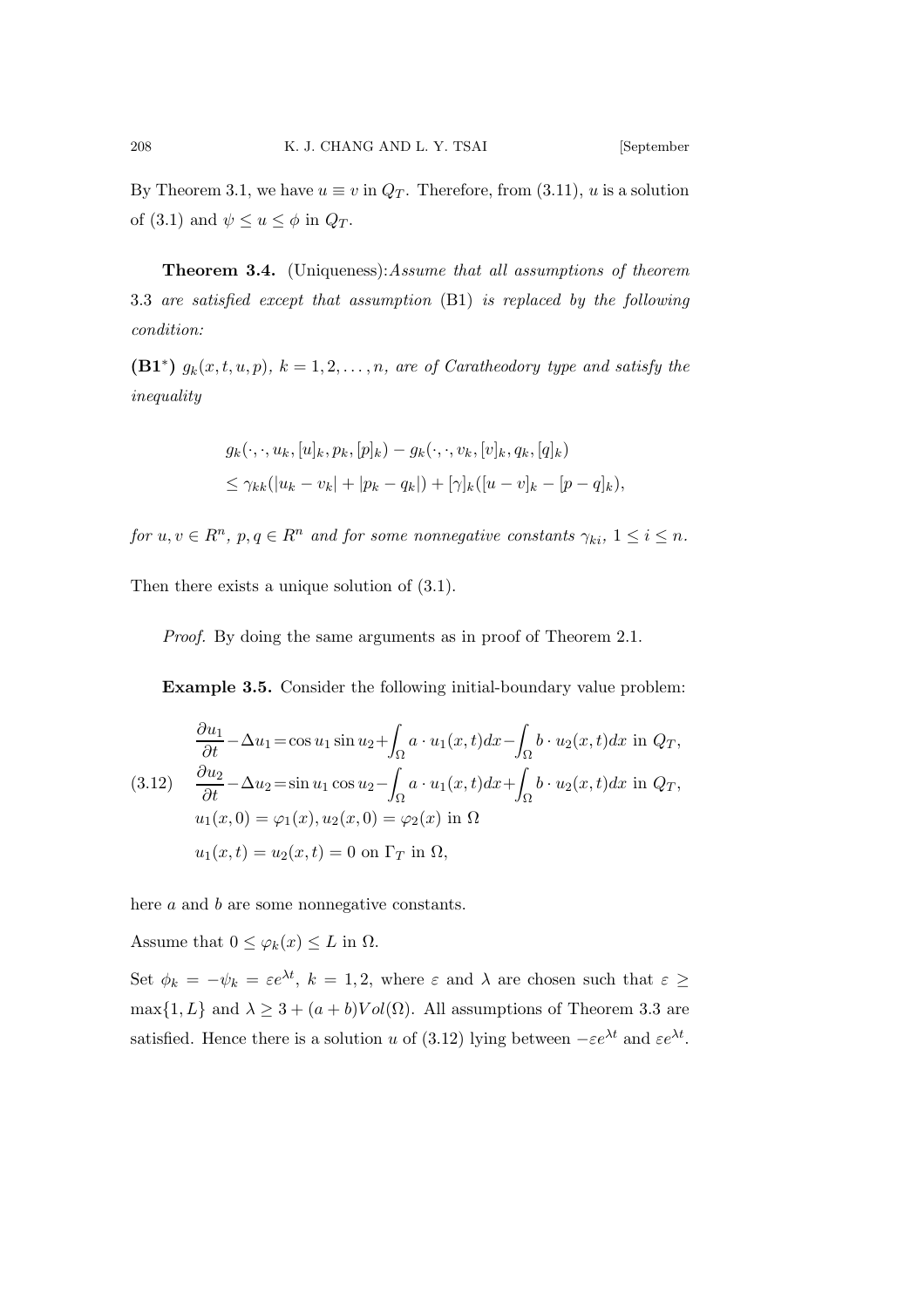By Theorem 3.1, we have $u \equiv v$ in $Q_T$. Therefore, from (3.11), $u$ is a solution of (3.1) and $\psi \le u \le \phi$ in $Q_T$.

**Theorem 3.4.** (Uniqueness):*Assume that all assumptions of theorem 3.3 are satisfied except that assumption* (B1) *is replaced by the following condition:*

**(B1$^*$)** *$g_k(x,t,u,p)$, $k=1,2,\ldots,n$, are of Caratheodory type and satisfy the inequality*

$$
\begin{aligned}
& g_k(\cdot,\cdot,u_k,[u]_k,p_k,[p]_k) - g_k(\cdot,\cdot,v_k,[v]_k,q_k,[q]_k) \\
& \le \gamma_{kk}(|u_k - v_k| + |p_k - q_k|) + [\gamma]_k([u-v]_k - [p-q]_k),
\end{aligned}
$$

*for $u,v \in R^n$, $p,q \in R^n$ and for some nonnegative constants $\gamma_{ki}$, $1 \le i \le n$.*

Then there exists a unique solution of (3.1).

*Proof.* By doing the same arguments as in proof of Theorem 2.1.

**Example 3.5.** Consider the following initial-boundary value problem:

$$
(3.12) \quad
\begin{aligned}
& \frac{\partial u_1}{\partial t} - \Delta u_1 = \cos u_1 \sin u_2 + \int_\Omega a \cdot u_1(x,t)dx - \int_\Omega b \cdot u_2(x,t)dx \text{ in } Q_T, \\
& \frac{\partial u_2}{\partial t} - \Delta u_2 = \sin u_1 \cos u_2 - \int_\Omega a \cdot u_1(x,t)dx + \int_\Omega b \cdot u_2(x,t)dx \text{ in } Q_T, \\
& u_1(x,0) = \varphi_1(x), u_2(x,0) = \varphi_2(x) \text{ in } \Omega \\
& u_1(x,t) = u_2(x,t) = 0 \text{ on } \Gamma_T \text{ in } \Omega,
\end{aligned}
$$

here $a$ and $b$ are some nonnegative constants.

Assume that $0 \le \varphi_k(x) \le L$ in $\Omega$.

Set $\phi_k = -\psi_k = \varepsilon e^{\lambda t}$, $k=1,2$, where $\varepsilon$ and $\lambda$ are chosen such that $\varepsilon \ge \max\{1, L\}$ and $\lambda \ge 3 + (a+b)Vol(\Omega)$. All assumptions of Theorem 3.3 are satisfied. Hence there is a solution $u$ of (3.12) lying between $-\varepsilon e^{\lambda t}$ and $\varepsilon e^{\lambda t}$.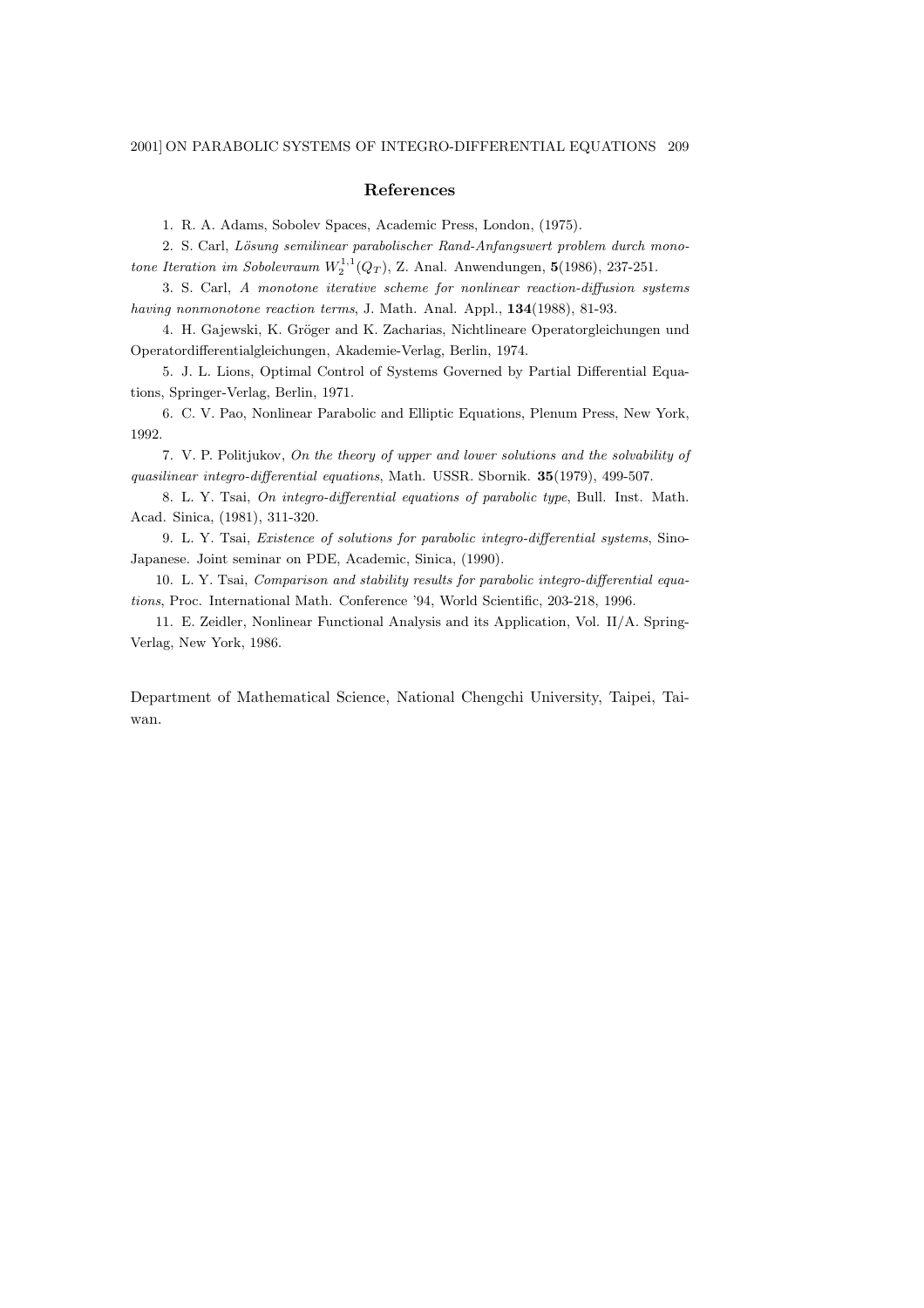## References

1. R. A. Adams, Sobolev Spaces, Academic Press, London, (1975).

2. S. Carl, *Lösung semilinear parabolischer Rand-Anfangswert problem durch monotone Iteration im Sobolevraum* $W_2^{1,1}(Q_T)$, Z. Anal. Anwendungen, **5**(1986), 237-251.

3. S. Carl, *A monotone iterative scheme for nonlinear reaction-diffusion systems having nonmonotone reaction terms*, J. Math. Anal. Appl., **134**(1988), 81-93.

4. H. Gajewski, K. Gröger and K. Zacharias, Nichtlineare Operatorgleichungen und Operatordifferentialgleichungen, Akademie-Verlag, Berlin, 1974.

5. J. L. Lions, Optimal Control of Systems Governed by Partial Differential Equations, Springer-Verlag, Berlin, 1971.

6. C. V. Pao, Nonlinear Parabolic and Elliptic Equations, Plenum Press, New York, 1992.

7. V. P. Politjukov, *On the theory of upper and lower solutions and the solvability of quasilinear integro-differential equations*, Math. USSR. Sbornik. **35**(1979), 499-507.

8. L. Y. Tsai, *On integro-differential equations of parabolic type*, Bull. Inst. Math. Acad. Sinica, (1981), 311-320.

9. L. Y. Tsai, *Existence of solutions for parabolic integro-differential systems*, Sino-Japanese. Joint seminar on PDE, Academic, Sinica, (1990).

10. L. Y. Tsai, *Comparison and stability results for parabolic integro-differential equations*, Proc. International Math. Conference '94, World Scientific, 203-218, 1996.

11. E. Zeidler, Nonlinear Functional Analysis and its Application, Vol. II/A. Spring-Verlag, New York, 1986.

Department of Mathematical Science, National Chengchi University, Taipei, Taiwan.